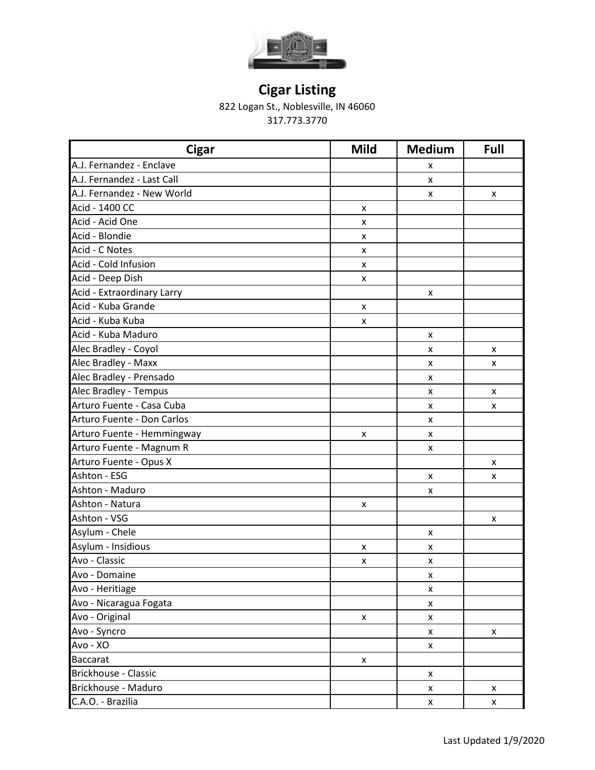# Cigar Listing

822 Logan St., Noblesville, IN 46060

317.773.3770

| Cigar | Mild | Medium | Full |
|---|---|---|---|
| A.J. Fernandez - Enclave | | x | |
| A.J. Fernandez - Last Call | | x | |
| A.J. Fernandez - New World | | x | x |
| Acid - 1400 CC | x | | |
| Acid - Acid One | x | | |
| Acid - Blondie | x | | |
| Acid - C Notes | x | | |
| Acid - Cold Infusion | x | | |
| Acid - Deep Dish | x | | |
| Acid - Extraordinary Larry | | x | |
| Acid - Kuba Grande | x | | |
| Acid - Kuba Kuba | x | | |
| Acid - Kuba Maduro | | x | |
| Alec Bradley - Coyol | | x | x |
| Alec Bradley - Maxx | | x | x |
| Alec Bradley - Prensado | | x | |
| Alec Bradley - Tempus | | x | x |
| Arturo Fuente - Casa Cuba | | x | x |
| Arturo Fuente - Don Carlos | | x | |
| Arturo Fuente - Hemmingway | x | x | |
| Arturo Fuente - Magnum R | | x | |
| Arturo Fuente - Opus X | | | x |
| Ashton - ESG | | x | x |
| Ashton - Maduro | | x | |
| Ashton - Natura | x | | |
| Ashton - VSG | | | x |
| Asylum - Chele | | x | |
| Asylum - Insidious | x | x | |
| Avo - Classic | x | x | |
| Avo - Domaine | | x | |
| Avo - Heritiage | | x | |
| Avo - Nicaragua Fogata | | x | |
| Avo - Original | x | x | |
| Avo - Syncro | | x | x |
| Avo - XO | | x | |
| Baccarat | x | | |
| Brickhouse - Classic | | x | |
| Brickhouse - Maduro | | x | x |
| C.A.O. - Brazilia | | x | x |

Last Updated 1/9/2020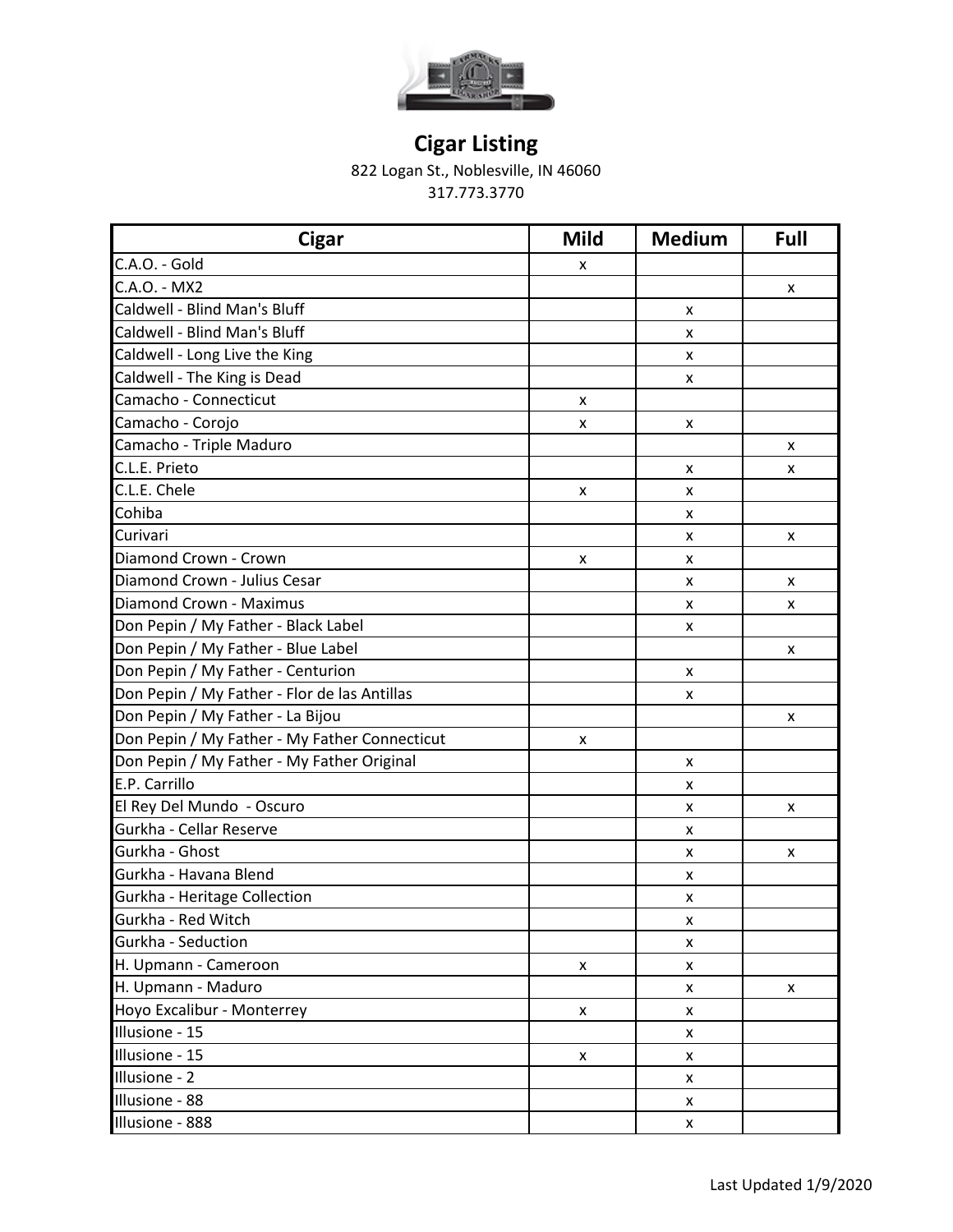# Cigar Listing

822 Logan St., Noblesville, IN 46060

317.773.3770

| Cigar | Mild | Medium | Full |
|---|---|---|---|
| C.A.O. - Gold | x | | |
| C.A.O. - MX2 | | | x |
| Caldwell - Blind Man's Bluff | | x | |
| Caldwell - Blind Man's Bluff | | x | |
| Caldwell - Long Live the King | | x | |
| Caldwell - The King is Dead | | x | |
| Camacho - Connecticut | x | | |
| Camacho - Corojo | x | x | |
| Camacho - Triple Maduro | | | x |
| C.L.E. Prieto | | x | x |
| C.L.E. Chele | x | x | |
| Cohiba | | x | |
| Curivari | | x | x |
| Diamond Crown - Crown | x | x | |
| Diamond Crown - Julius Cesar | | x | x |
| Diamond Crown - Maximus | | x | x |
| Don Pepin / My Father - Black Label | | x | |
| Don Pepin / My Father - Blue Label | | | x |
| Don Pepin / My Father - Centurion | | x | |
| Don Pepin / My Father - Flor de las Antillas | | x | |
| Don Pepin / My Father - La Bijou | | | x |
| Don Pepin / My Father - My Father Connecticut | x | | |
| Don Pepin / My Father - My Father Original | | x | |
| E.P. Carrillo | | x | |
| El Rey Del Mundo - Oscuro | | x | x |
| Gurkha - Cellar Reserve | | x | |
| Gurkha - Ghost | | x | x |
| Gurkha - Havana Blend | | x | |
| Gurkha - Heritage Collection | | x | |
| Gurkha - Red Witch | | x | |
| Gurkha - Seduction | | x | |
| H. Upmann - Cameroon | x | x | |
| H. Upmann - Maduro | | x | x |
| Hoyo Excalibur - Monterrey | x | x | |
| Illusione - 15 | | x | |
| Illusione - 15 | x | x | |
| Illusione - 2 | | x | |
| Illusione - 88 | | x | |
| Illusione - 888 | | x | |

Last Updated 1/9/2020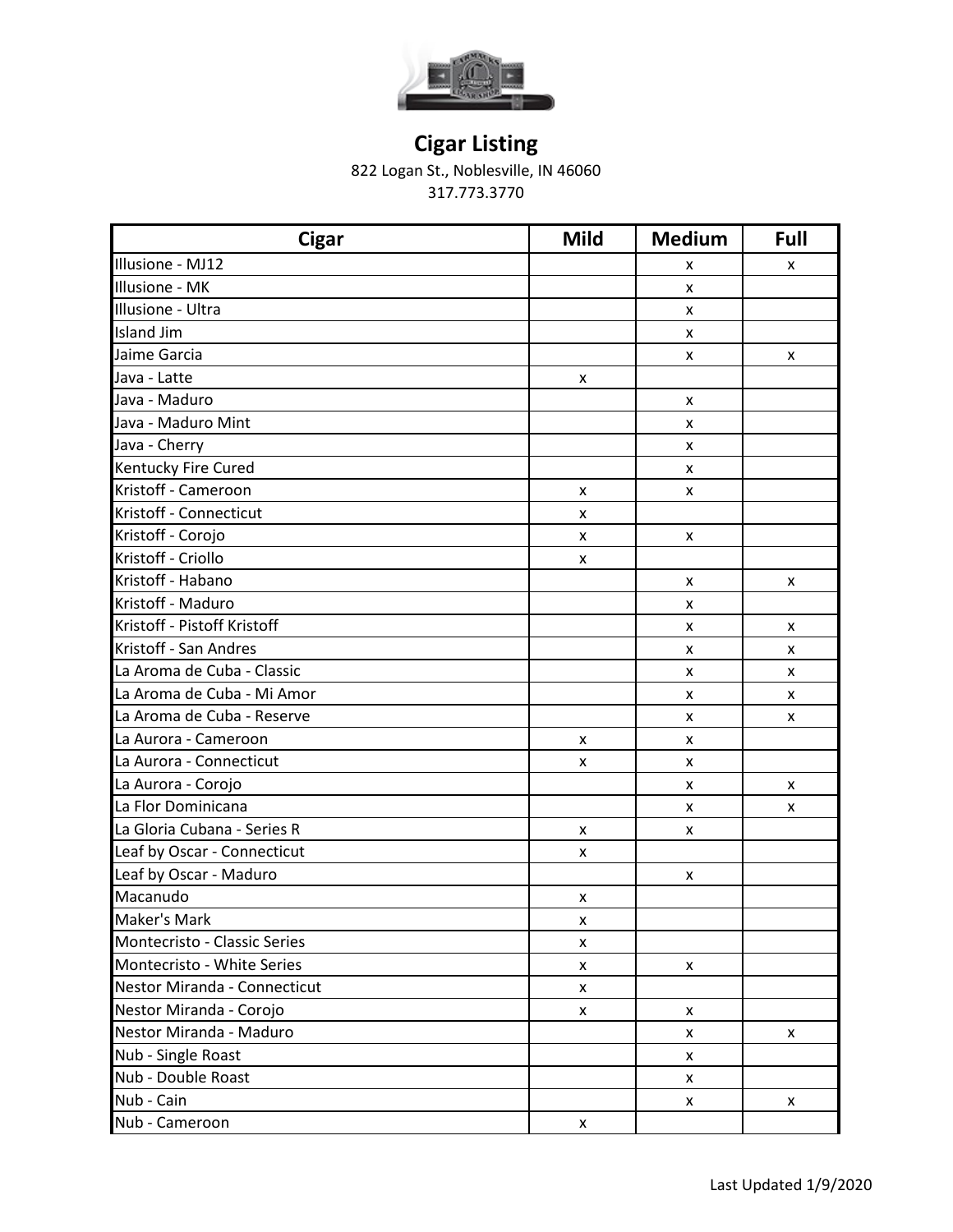# Cigar Listing

822 Logan St., Noblesville, IN 46060

317.773.3770

| Cigar | Mild | Medium | Full |
|---|---|---|---|
| Illusione - MJ12 | | x | x |
| Illusione - MK | | x | |
| Illusione - Ultra | | x | |
| Island Jim | | x | |
| Jaime Garcia | | x | x |
| Java - Latte | x | | |
| Java - Maduro | | x | |
| Java - Maduro Mint | | x | |
| Java - Cherry | | x | |
| Kentucky Fire Cured | | x | |
| Kristoff - Cameroon | x | x | |
| Kristoff - Connecticut | x | | |
| Kristoff - Corojo | x | x | |
| Kristoff - Criollo | x | | |
| Kristoff - Habano | | x | x |
| Kristoff - Maduro | | x | |
| Kristoff - Pistoff Kristoff | | x | x |
| Kristoff - San Andres | | x | x |
| La Aroma de Cuba - Classic | | x | x |
| La Aroma de Cuba - Mi Amor | | x | x |
| La Aroma de Cuba - Reserve | | x | x |
| La Aurora - Cameroon | x | x | |
| La Aurora - Connecticut | x | x | |
| La Aurora - Corojo | | x | x |
| La Flor Dominicana | | x | x |
| La Gloria Cubana - Series R | x | x | |
| Leaf by Oscar - Connecticut | x | | |
| Leaf by Oscar - Maduro | | x | |
| Macanudo | x | | |
| Maker's Mark | x | | |
| Montecristo - Classic Series | x | | |
| Montecristo - White Series | x | x | |
| Nestor Miranda - Connecticut | x | | |
| Nestor Miranda - Corojo | x | x | |
| Nestor Miranda - Maduro | | x | x |
| Nub - Single Roast | | x | |
| Nub - Double Roast | | x | |
| Nub - Cain | | x | x |
| Nub - Cameroon | x | | |

Last Updated 1/9/2020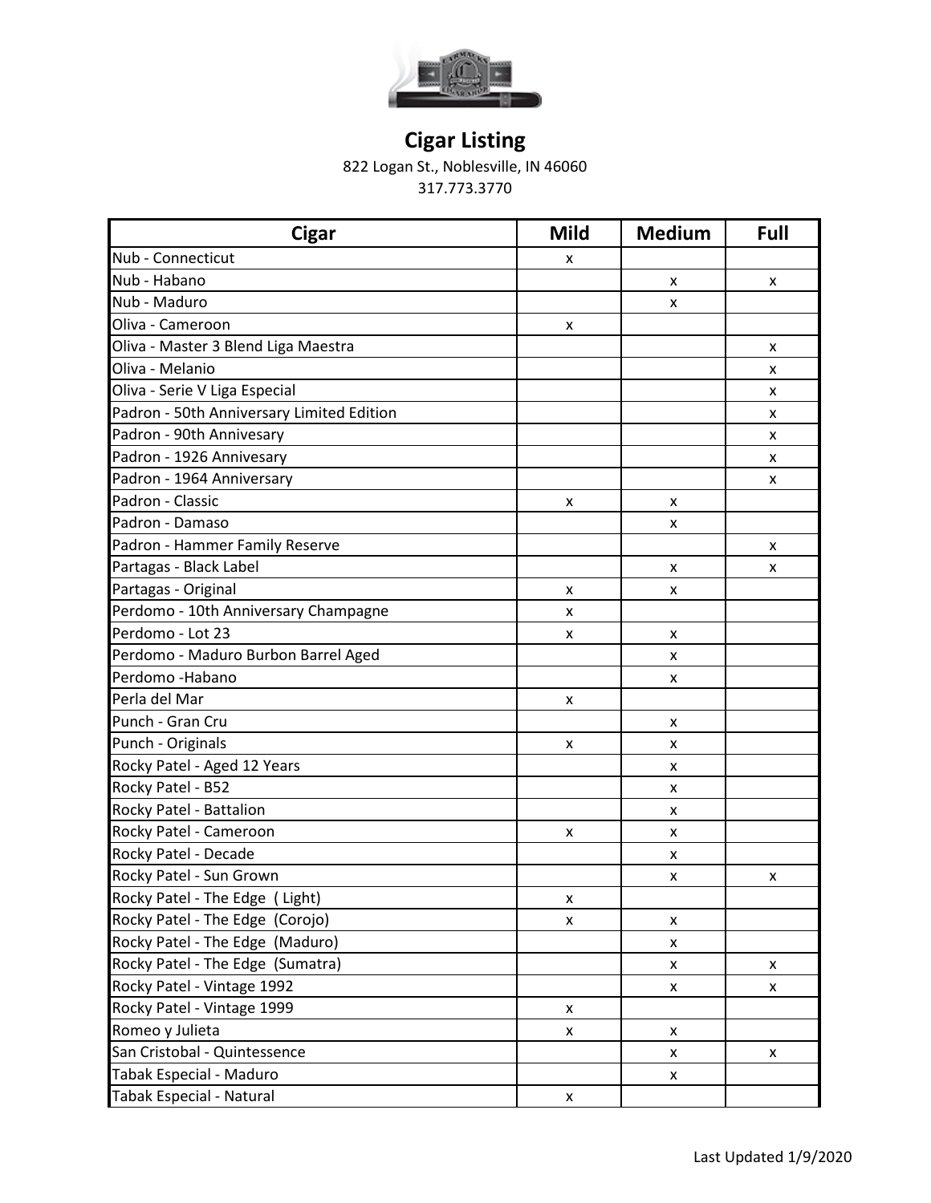# Cigar Listing

822 Logan St., Noblesville, IN 46060
317.773.3770

| Cigar | Mild | Medium | Full |
|---|---|---|---|
| Nub - Connecticut | x | | |
| Nub - Habano | | x | x |
| Nub - Maduro | | x | |
| Oliva - Cameroon | x | | |
| Oliva - Master 3 Blend Liga Maestra | | | x |
| Oliva - Melanio | | | x |
| Oliva - Serie V Liga Especial | | | x |
| Padron - 50th Anniversary Limited Edition | | | x |
| Padron - 90th Annivesary | | | x |
| Padron - 1926 Annivesary | | | x |
| Padron - 1964 Anniversary | | | x |
| Padron - Classic | x | x | |
| Padron - Damaso | | x | |
| Padron - Hammer Family Reserve | | | x |
| Partagas - Black Label | | x | x |
| Partagas - Original | x | x | |
| Perdomo - 10th Anniversary Champagne | x | | |
| Perdomo - Lot 23 | x | x | |
| Perdomo - Maduro Burbon Barrel Aged | | x | |
| Perdomo -Habano | | x | |
| Perla del Mar | x | | |
| Punch - Gran Cru | | x | |
| Punch - Originals | x | x | |
| Rocky Patel - Aged 12 Years | | x | |
| Rocky Patel - B52 | | x | |
| Rocky Patel - Battalion | | x | |
| Rocky Patel - Cameroon | x | x | |
| Rocky Patel - Decade | | x | |
| Rocky Patel - Sun Grown | | x | x |
| Rocky Patel - The Edge ( Light) | x | | |
| Rocky Patel - The Edge (Corojo) | x | x | |
| Rocky Patel - The Edge (Maduro) | | x | |
| Rocky Patel - The Edge (Sumatra) | | x | x |
| Rocky Patel - Vintage 1992 | | x | x |
| Rocky Patel - Vintage 1999 | x | | |
| Romeo y Julieta | x | x | |
| San Cristobal - Quintessence | | x | x |
| Tabak Especial - Maduro | | x | |
| Tabak Especial - Natural | x | | |

Last Updated 1/9/2020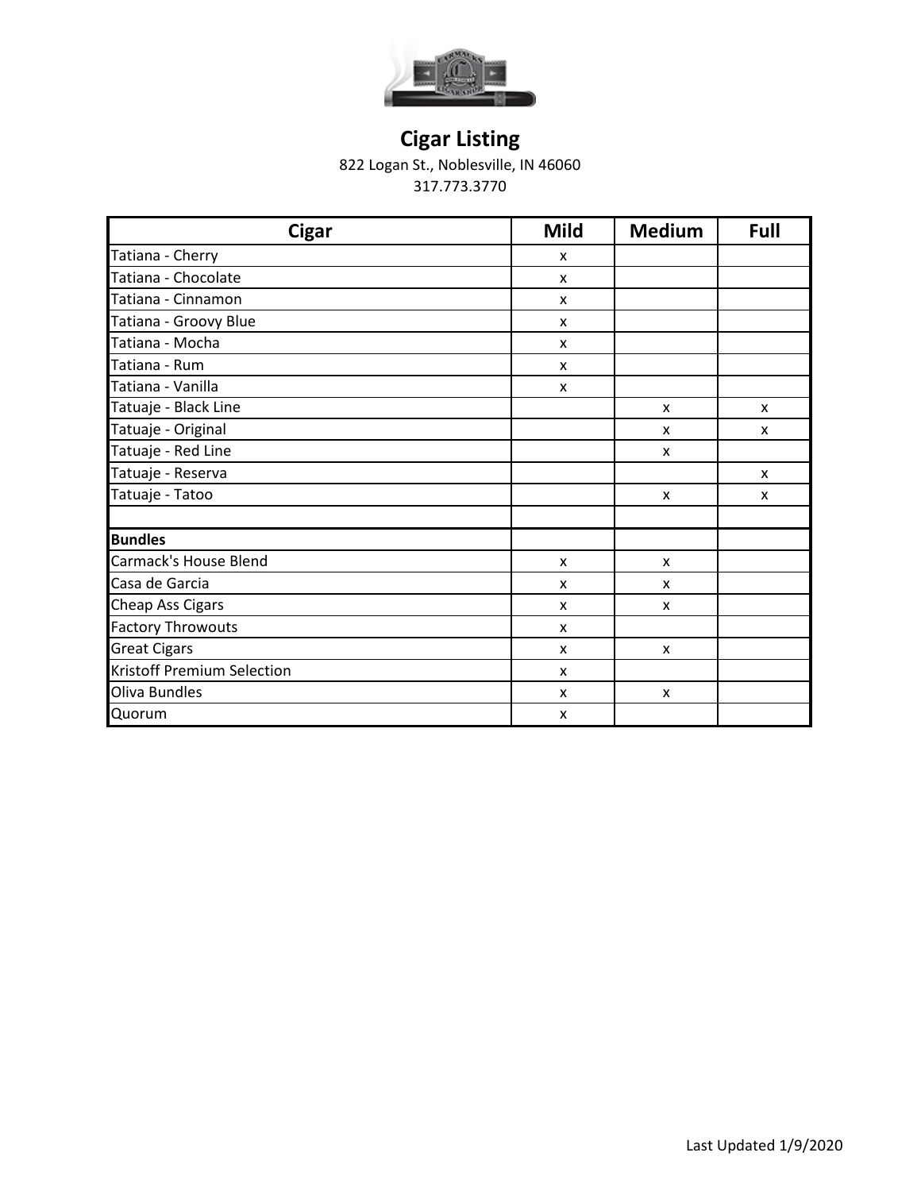# Cigar Listing

822 Logan St., Noblesville, IN 46060
317.773.3770

| Cigar | Mild | Medium | Full |
|---|---|---|---|
| Tatiana - Cherry | x | | |
| Tatiana - Chocolate | x | | |
| Tatiana - Cinnamon | x | | |
| Tatiana - Groovy Blue | x | | |
| Tatiana - Mocha | x | | |
| Tatiana - Rum | x | | |
| Tatiana - Vanilla | x | | |
| Tatuaje - Black Line | | x | x |
| Tatuaje - Original | | x | x |
| Tatuaje - Red Line | | x | |
| Tatuaje - Reserva | | | x |
| Tatuaje - Tatoo | | x | x |
| | | | |
| **Bundles** | | | |
| Carmack's House Blend | x | x | |
| Casa de Garcia | x | x | |
| Cheap Ass Cigars | x | x | |
| Factory Throwouts | x | | |
| Great Cigars | x | x | |
| Kristoff Premium Selection | x | | |
| Oliva Bundles | x | x | |
| Quorum | x | | |

Last Updated 1/9/2020